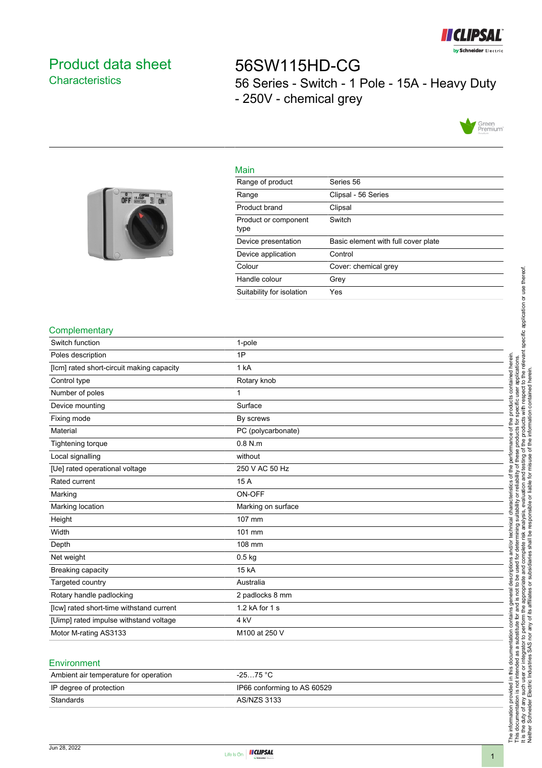# Product data sheet
## Characteristics

# 56SW115HD-CG
56 Series - Switch - 1 Pole - 15A - Heavy Duty - 250V - chemical grey

## Main

| | |
|---|---|
| Range of product | Series 56 |
| Range | Clipsal - 56 Series |
| Product brand | Clipsal |
| Product or component type | Switch |
| Device presentation | Basic element with full cover plate |
| Device application | Control |
| Colour | Cover: chemical grey |
| Handle colour | Grey |
| Suitability for isolation | Yes |

## Complementary

| | |
|---|---|
| Switch function | 1-pole |
| Poles description | 1P |
| [Icm] rated short-circuit making capacity | 1 kA |
| Control type | Rotary knob |
| Number of poles | 1 |
| Device mounting | Surface |
| Fixing mode | By screws |
| Material | PC (polycarbonate) |
| Tightening torque | 0.8 N.m |
| Local signalling | without |
| [Ue] rated operational voltage | 250 V AC 50 Hz |
| Rated current | 15 A |
| Marking | ON-OFF |
| Marking location | Marking on surface |
| Height | 107 mm |
| Width | 101 mm |
| Depth | 108 mm |
| Net weight | 0.5 kg |
| Breaking capacity | 15 kA |
| Targeted country | Australia |
| Rotary handle padlocking | 2 padlocks 8 mm |
| [Icw] rated short-time withstand current | 1.2 kA for 1 s |
| [Uimp] rated impulse withstand voltage | 4 kV |
| Motor M-rating AS3133 | M100 at 250 V |

## Environment

| | |
|---|---|
| Ambient air temperature for operation | -25…75 °C |
| IP degree of protection | IP66 conforming to AS 60529 |
| Standards | AS/NZS 3133 |

The information provided in this documentation contains general descriptions and/or technical characteristics of the performance of the products contained herein. This documentation is not intended as a substitute for and is not to be used for determining suitability or reliability of these products for specific user applications. It is the duty of any such user or integrator to perform the appropriate and complete risk analysis, evaluation and testing of the products with respect to the relevant specific application or use thereof. Neither Schneider Electric Industries SAS nor any of its affiliates or subsidiaries shall be responsible or liable for misuse of the information contained herein.

Jun 28, 2022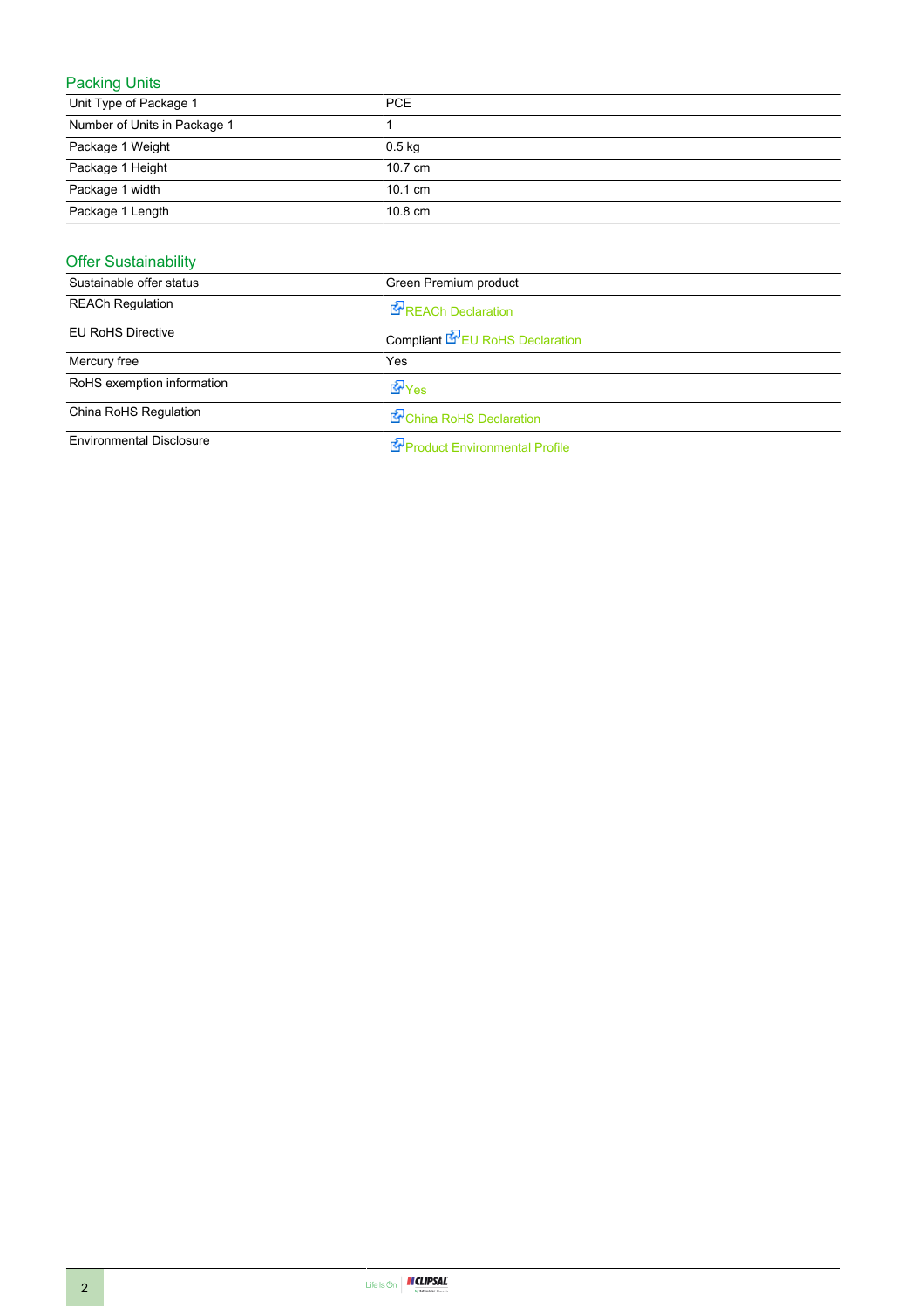## Packing Units

| | |
|---|---|
| Unit Type of Package 1 | PCE |
| Number of Units in Package 1 | 1 |
| Package 1 Weight | 0.5 kg |
| Package 1 Height | 10.7 cm |
| Package 1 width | 10.1 cm |
| Package 1 Length | 10.8 cm |

## Offer Sustainability

| | |
|---|---|
| Sustainable offer status | Green Premium product |
| REACh Regulation | REACh Declaration |
| EU RoHS Directive | Compliant EU RoHS Declaration |
| Mercury free | Yes |
| RoHS exemption information | Yes |
| China RoHS Regulation | China RoHS Declaration |
| Environmental Disclosure | Product Environmental Profile |